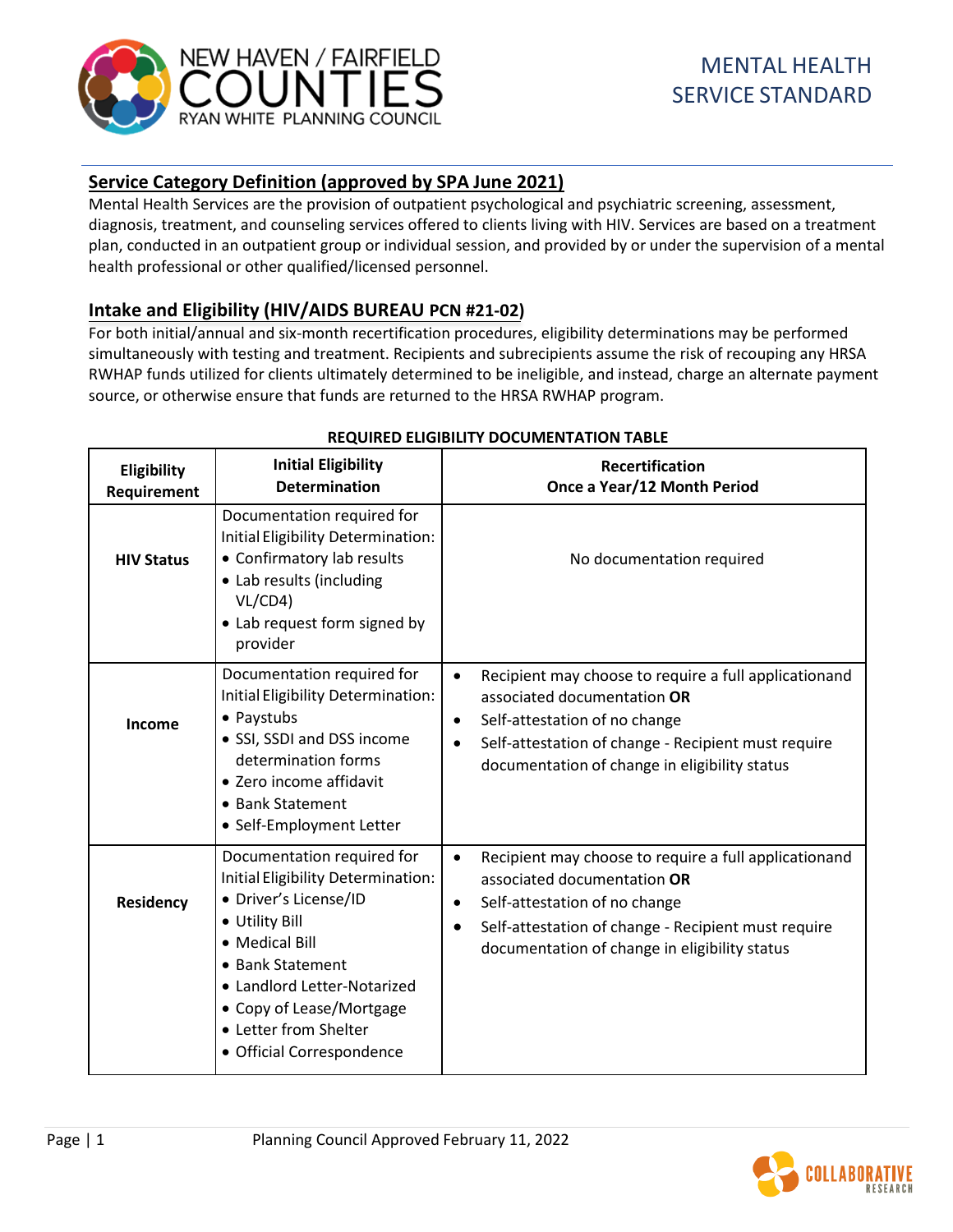NEW HAVEN / FAIRFIELD COUNTIES RYAN WHITE PLANNING COUNCIL

# MENTAL HEALTH SERVICE STANDARD

## Service Category Definition (approved by SPA June 2021)

Mental Health Services are the provision of outpatient psychological and psychiatric screening, assessment, diagnosis, treatment, and counseling services offered to clients living with HIV. Services are based on a treatment plan, conducted in an outpatient group or individual session, and provided by or under the supervision of a mental health professional or other qualified/licensed personnel.

## Intake and Eligibility (HIV/AIDS BUREAU PCN #21-02)

For both initial/annual and six-month recertification procedures, eligibility determinations may be performed simultaneously with testing and treatment. Recipients and subrecipients assume the risk of recouping any HRSA RWHAP funds utilized for clients ultimately determined to be ineligible, and instead, charge an alternate payment source, or otherwise ensure that funds are returned to the HRSA RWHAP program.

**REQUIRED ELIGIBILITY DOCUMENTATION TABLE**

| Eligibility Requirement | Initial Eligibility Determination | Recertification Once a Year/12 Month Period |
|---|---|---|
| **HIV Status** | Documentation required for Initial Eligibility Determination:<br>• Confirmatory lab results<br>• Lab results (including VL/CD4)<br>• Lab request form signed by provider | No documentation required |
| **Income** | Documentation required for Initial Eligibility Determination:<br>• Paystubs<br>• SSI, SSDI and DSS income determination forms<br>• Zero income affidavit<br>• Bank Statement<br>• Self-Employment Letter | • Recipient may choose to require a full applicationand associated documentation **OR**<br>• Self-attestation of no change<br>• Self-attestation of change - Recipient must require documentation of change in eligibility status |
| **Residency** | Documentation required for Initial Eligibility Determination:<br>• Driver's License/ID<br>• Utility Bill<br>• Medical Bill<br>• Bank Statement<br>• Landlord Letter-Notarized<br>• Copy of Lease/Mortgage<br>• Letter from Shelter<br>• Official Correspondence | • Recipient may choose to require a full applicationand associated documentation **OR**<br>• Self-attestation of no change<br>• Self-attestation of change - Recipient must require documentation of change in eligibility status |

Planning Council Approved February 11, 2022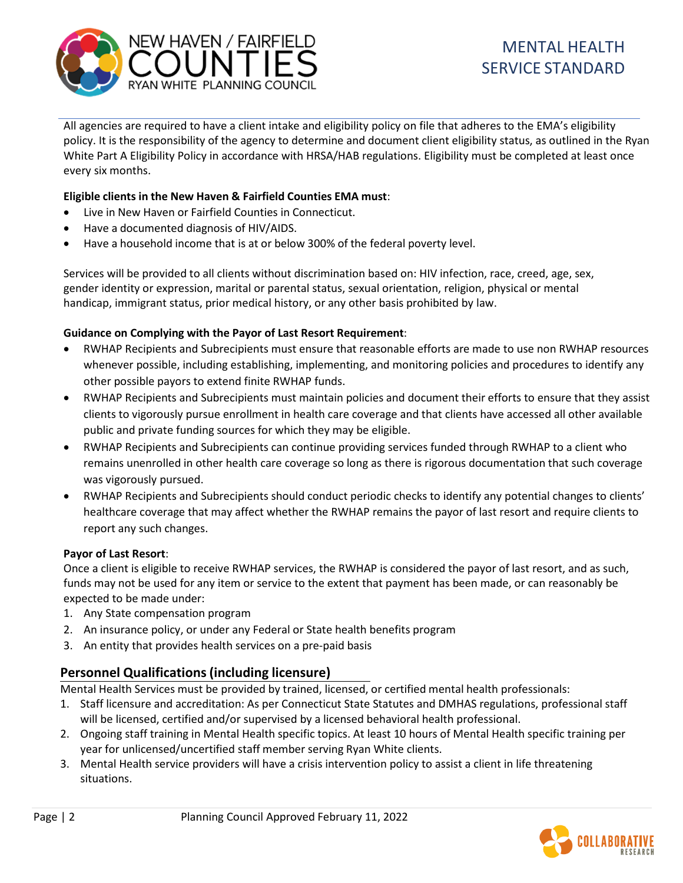All agencies are required to have a client intake and eligibility policy on file that adheres to the EMA's eligibility policy. It is the responsibility of the agency to determine and document client eligibility status, as outlined in the Ryan White Part A Eligibility Policy in accordance with HRSA/HAB regulations. Eligibility must be completed at least once every six months.

**Eligible clients in the New Haven & Fairfield Counties EMA must**:

- Live in New Haven or Fairfield Counties in Connecticut.
- Have a documented diagnosis of HIV/AIDS.
- Have a household income that is at or below 300% of the federal poverty level.

Services will be provided to all clients without discrimination based on: HIV infection, race, creed, age, sex, gender identity or expression, marital or parental status, sexual orientation, religion, physical or mental handicap, immigrant status, prior medical history, or any other basis prohibited by law.

**Guidance on Complying with the Payor of Last Resort Requirement**:

- RWHAP Recipients and Subrecipients must ensure that reasonable efforts are made to use non RWHAP resources whenever possible, including establishing, implementing, and monitoring policies and procedures to identify any other possible payors to extend finite RWHAP funds.
- RWHAP Recipients and Subrecipients must maintain policies and document their efforts to ensure that they assist clients to vigorously pursue enrollment in health care coverage and that clients have accessed all other available public and private funding sources for which they may be eligible.
- RWHAP Recipients and Subrecipients can continue providing services funded through RWHAP to a client who remains unenrolled in other health care coverage so long as there is rigorous documentation that such coverage was vigorously pursued.
- RWHAP Recipients and Subrecipients should conduct periodic checks to identify any potential changes to clients' healthcare coverage that may affect whether the RWHAP remains the payor of last resort and require clients to report any such changes.

**Payor of Last Resort**:

Once a client is eligible to receive RWHAP services, the RWHAP is considered the payor of last resort, and as such, funds may not be used for any item or service to the extent that payment has been made, or can reasonably be expected to be made under:

1. Any State compensation program
2. An insurance policy, or under any Federal or State health benefits program
3. An entity that provides health services on a pre-paid basis

## Personnel Qualifications (including licensure)

Mental Health Services must be provided by trained, licensed, or certified mental health professionals:

1. Staff licensure and accreditation: As per Connecticut State Statutes and DMHAS regulations, professional staff will be licensed, certified and/or supervised by a licensed behavioral health professional.
2. Ongoing staff training in Mental Health specific topics. At least 10 hours of Mental Health specific training per year for unlicensed/uncertified staff member serving Ryan White clients.
3. Mental Health service providers will have a crisis intervention policy to assist a client in life threatening situations.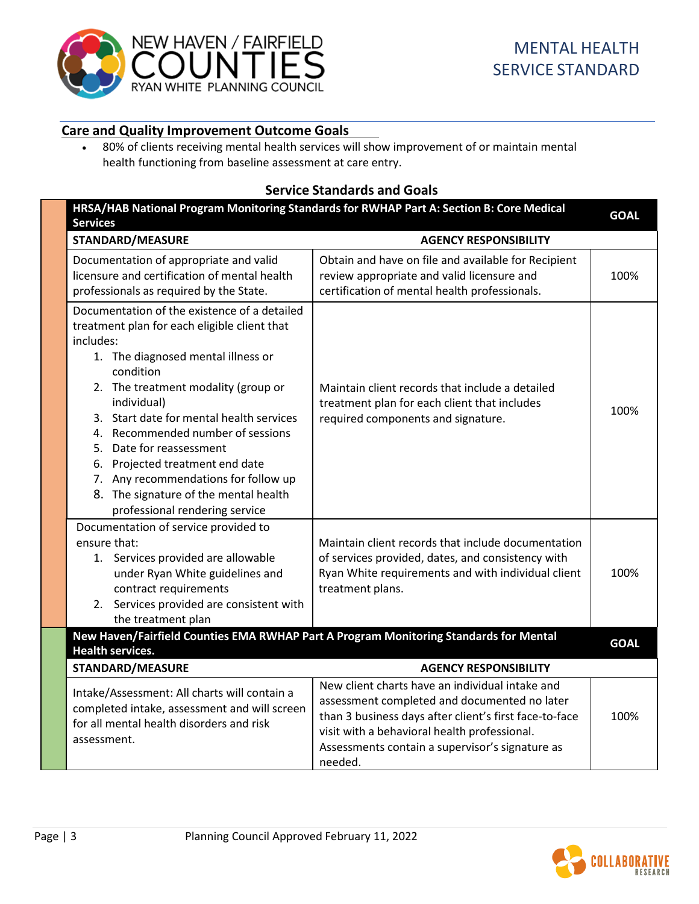## Care and Quality Improvement Outcome Goals

- 80% of clients receiving mental health services will show improvement of or maintain mental health functioning from baseline assessment at care entry.

### Service Standards and Goals

| **HRSA/HAB National Program Monitoring Standards for RWHAP Part A: Section B: Core Medical Services** | | **GOAL** |
|---|---|---|
| **STANDARD/MEASURE** | **AGENCY RESPONSIBILITY** | |
| Documentation of appropriate and valid licensure and certification of mental health professionals as required by the State. | Obtain and have on file and available for Recipient review appropriate and valid licensure and certification of mental health professionals. | 100% |
| Documentation of the existence of a detailed treatment plan for each eligible client that includes: 1. The diagnosed mental illness or condition 2. The treatment modality (group or individual) 3. Start date for mental health services 4. Recommended number of sessions 5. Date for reassessment 6. Projected treatment end date 7. Any recommendations for follow up 8. The signature of the mental health professional rendering service | Maintain client records that include a detailed treatment plan for each client that includes required components and signature. | 100% |
| Documentation of service provided to ensure that: 1. Services provided are allowable under Ryan White guidelines and contract requirements 2. Services provided are consistent with the treatment plan | Maintain client records that include documentation of services provided, dates, and consistency with Ryan White requirements and with individual client treatment plans. | 100% |
| **New Haven/Fairfield Counties EMA RWHAP Part A Program Monitoring Standards for Mental Health services.** | | **GOAL** |
| **STANDARD/MEASURE** | **AGENCY RESPONSIBILITY** | |
| Intake/Assessment: All charts will contain a completed intake, assessment and will screen for all mental health disorders and risk assessment. | New client charts have an individual intake and assessment completed and documented no later than 3 business days after client's first face-to-face visit with a behavioral health professional. Assessments contain a supervisor's signature as needed. | 100% |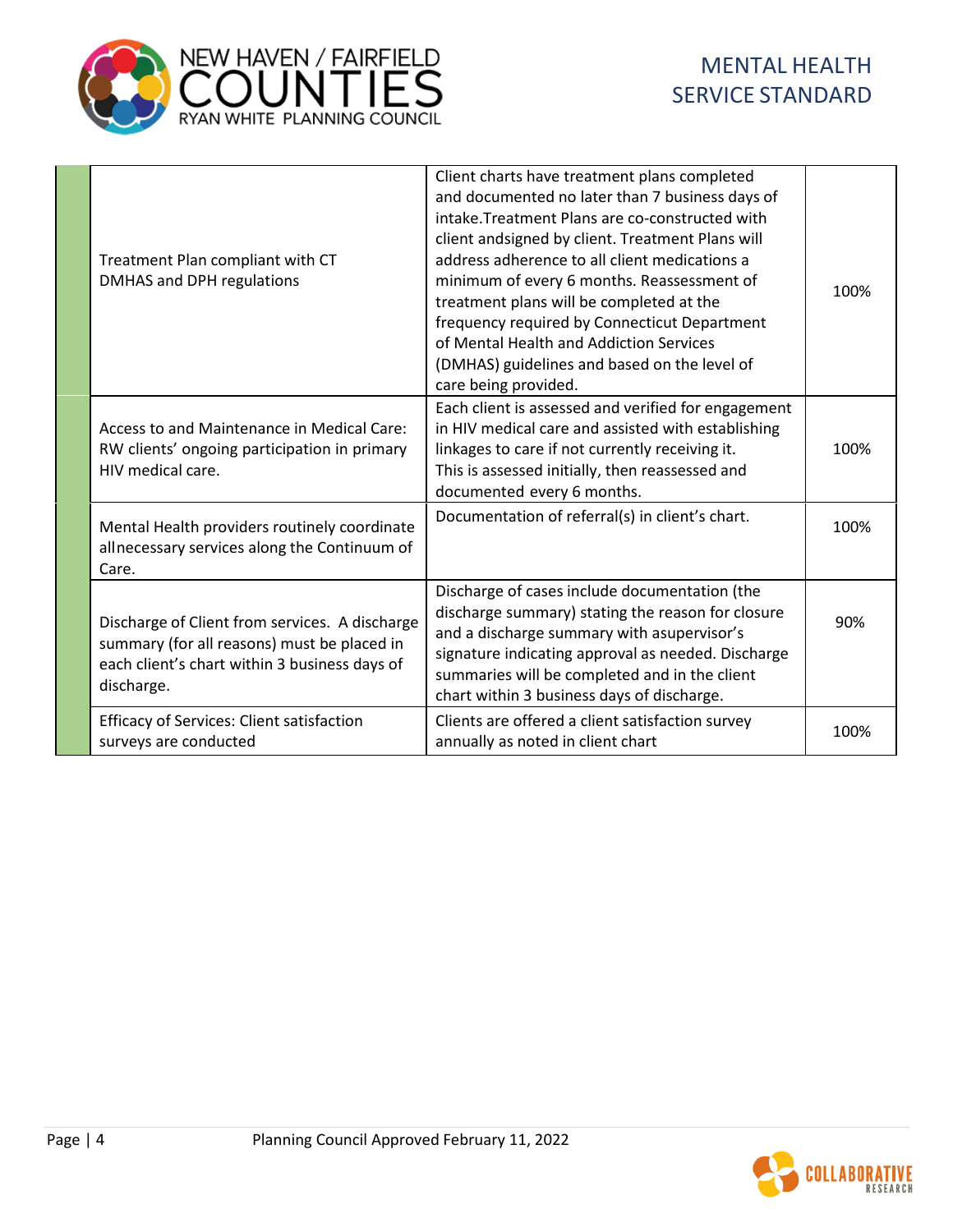| | Standard | Measure | Goal |
|---|---|---|---|
| | Treatment Plan compliant with CT DMHAS and DPH regulations | Client charts have treatment plans completed and documented no later than 7 business days of intake.Treatment Plans are co-constructed with client andsigned by client. Treatment Plans will address adherence to all client medications a minimum of every 6 months. Reassessment of treatment plans will be completed at the frequency required by Connecticut Department of Mental Health and Addiction Services (DMHAS) guidelines and based on the level of care being provided. | 100% |
| | Access to and Maintenance in Medical Care: RW clients' ongoing participation in primary HIV medical care. | Each client is assessed and verified for engagement in HIV medical care and assisted with establishing linkages to care if not currently receiving it. This is assessed initially, then reassessed and documented every 6 months. | 100% |
| | Mental Health providers routinely coordinate allnecessary services along the Continuum of Care. | Documentation of referral(s) in client's chart. | 100% |
| | Discharge of Client from services. A discharge summary (for all reasons) must be placed in each client's chart within 3 business days of discharge. | Discharge of cases include documentation (the discharge summary) stating the reason for closure and a discharge summary with asupervisor's signature indicating approval as needed. Discharge summaries will be completed and in the client chart within 3 business days of discharge. | 90% |
| | Efficacy of Services: Client satisfaction surveys are conducted | Clients are offered a client satisfaction survey annually as noted in client chart | 100% |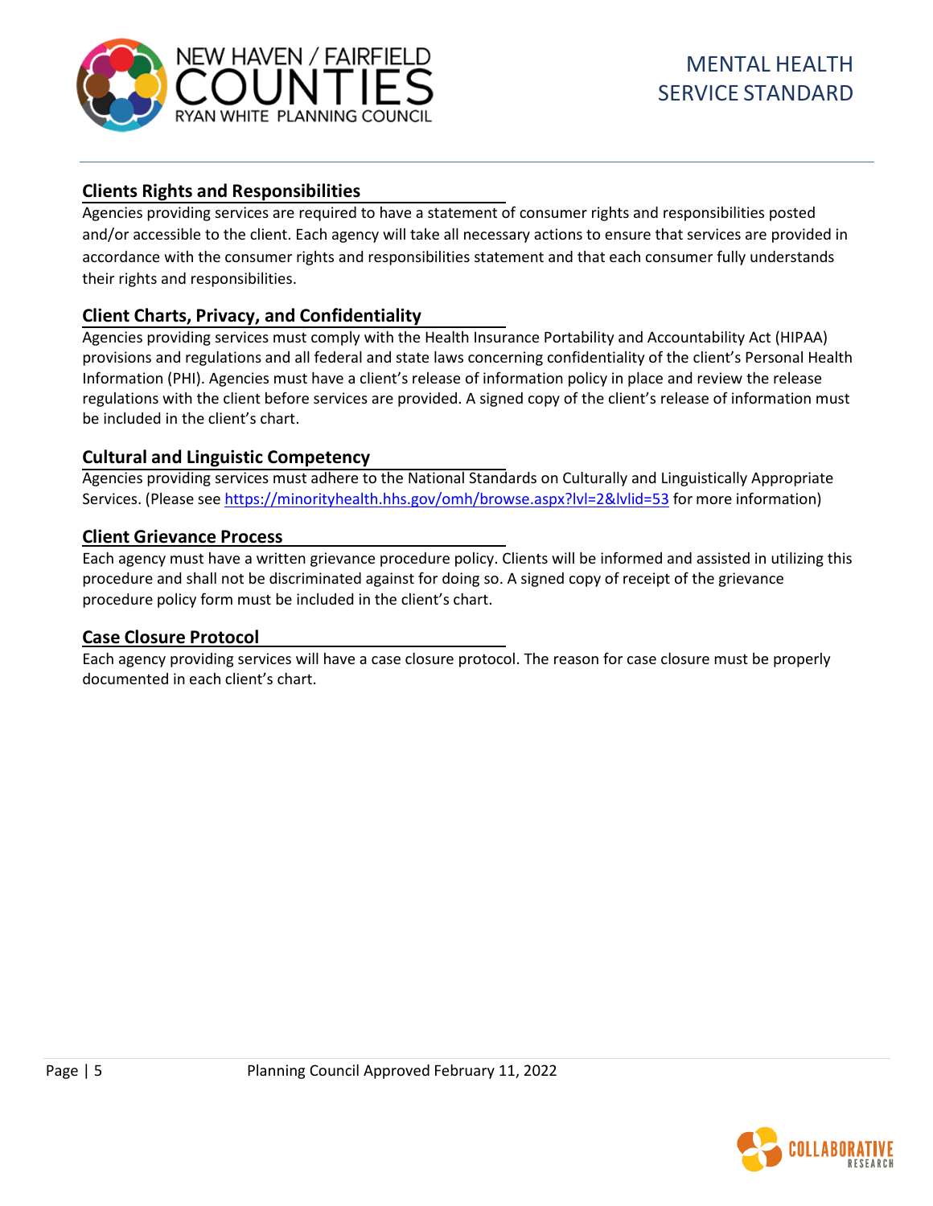## Clients Rights and Responsibilities

Agencies providing services are required to have a statement of consumer rights and responsibilities posted and/or accessible to the client. Each agency will take all necessary actions to ensure that services are provided in accordance with the consumer rights and responsibilities statement and that each consumer fully understands their rights and responsibilities.

## Client Charts, Privacy, and Confidentiality

Agencies providing services must comply with the Health Insurance Portability and Accountability Act (HIPAA) provisions and regulations and all federal and state laws concerning confidentiality of the client's Personal Health Information (PHI). Agencies must have a client's release of information policy in place and review the release regulations with the client before services are provided. A signed copy of the client's release of information must be included in the client's chart.

## Cultural and Linguistic Competency

Agencies providing services must adhere to the National Standards on Culturally and Linguistically Appropriate Services. (Please see https://minorityhealth.hhs.gov/omh/browse.aspx?lvl=2&lvlid=53 for more information)

## Client Grievance Process

Each agency must have a written grievance procedure policy. Clients will be informed and assisted in utilizing this procedure and shall not be discriminated against for doing so. A signed copy of receipt of the grievance procedure policy form must be included in the client's chart.

## Case Closure Protocol

Each agency providing services will have a case closure protocol. The reason for case closure must be properly documented in each client's chart.